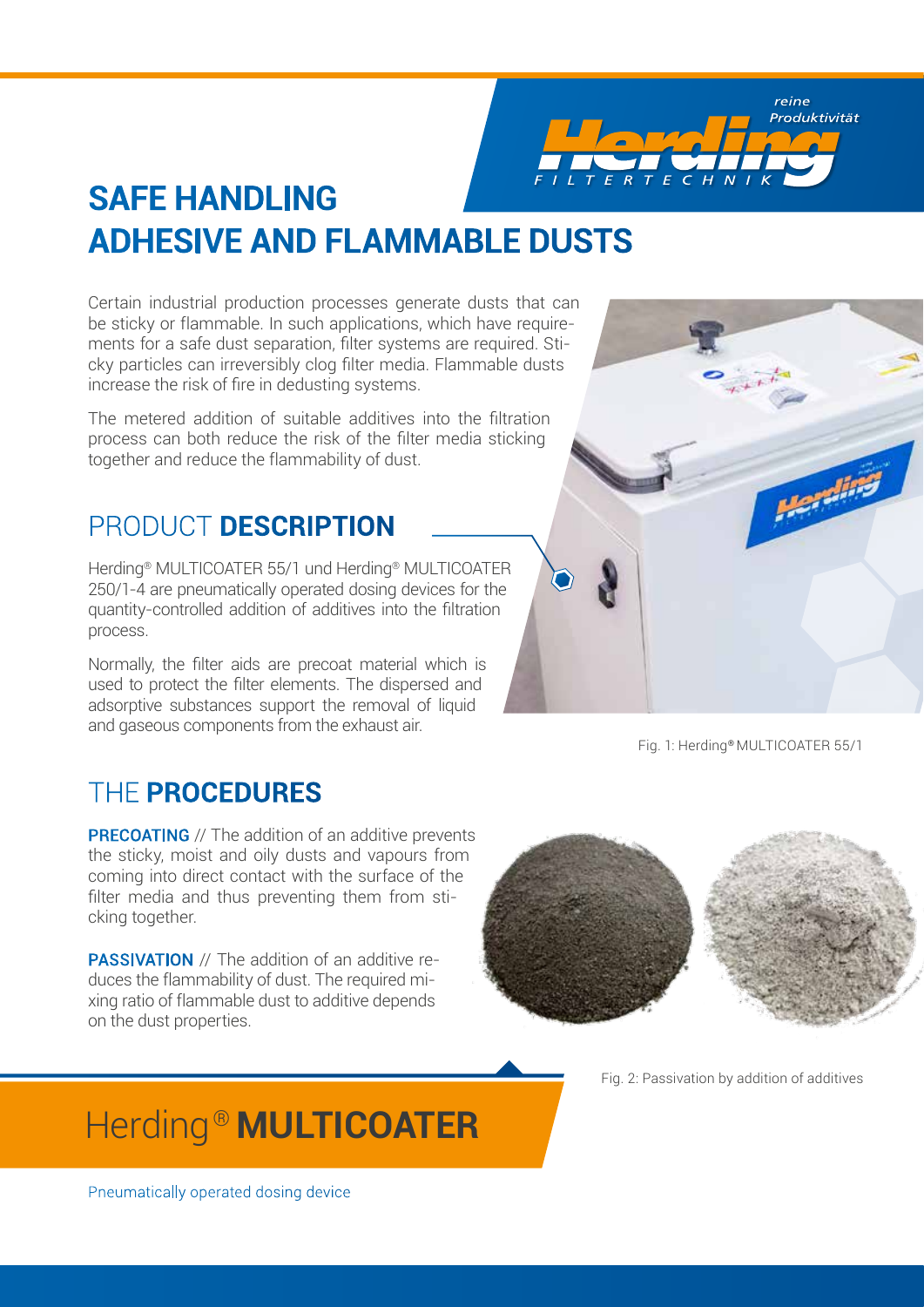# SAFE HANDLING
# ADHESIVE AND FLAMMABLE DUSTS

Certain industrial production processes generate dusts that can be sticky or flammable. In such applications, which have requirements for a safe dust separation, filter systems are required. Sticky particles can irreversibly clog filter media. Flammable dusts increase the risk of fire in dedusting systems.

The metered addition of suitable additives into the filtration process can both reduce the risk of the filter media sticking together and reduce the flammability of dust.

## PRODUCT **DESCRIPTION**

Herding® MULTICOATER 55/1 und Herding® MULTICOATER 250/1-4 are pneumatically operated dosing devices for the quantity-controlled addition of additives into the filtration process.

Normally, the filter aids are precoat material which is used to protect the filter elements. The dispersed and adsorptive substances support the removal of liquid and gaseous components from the exhaust air.

Fig. 1: Herding® MULTICOATER 55/1

## THE **PROCEDURES**

**PRECOATING** // The addition of an additive prevents the sticky, moist and oily dusts and vapours from coming into direct contact with the surface of the filter media and thus preventing them from sticking together.

**PASSIVATION** // The addition of an additive reduces the flammability of dust. The required mixing ratio of flammable dust to additive depends on the dust properties.

Fig. 2: Passivation by addition of additives

# Herding® **MULTICOATER**

Pneumatically operated dosing device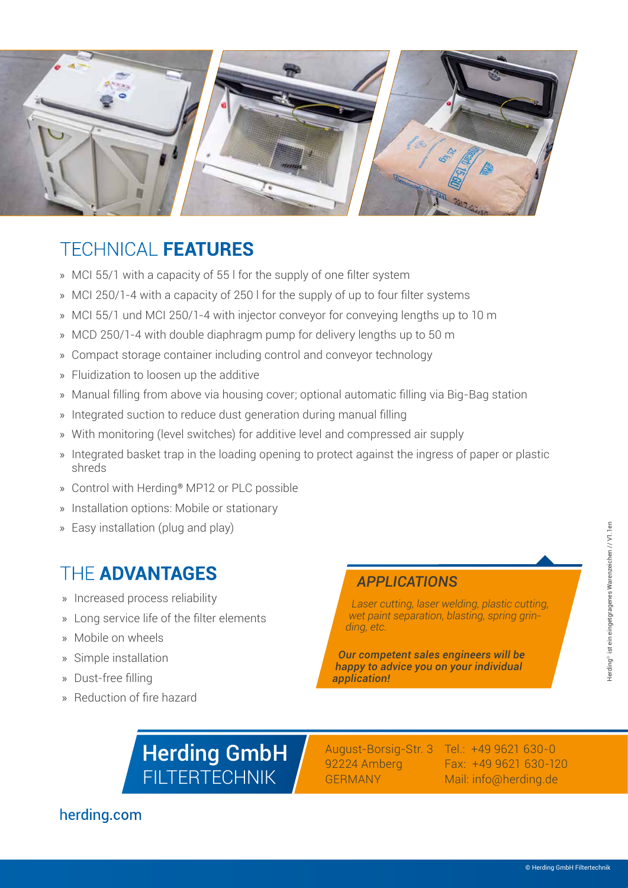## TECHNICAL **FEATURES**

- MCI 55/1 with a capacity of 55 l for the supply of one filter system
- MCI 250/1-4 with a capacity of 250 l for the supply of up to four filter systems
- MCI 55/1 und MCI 250/1-4 with injector conveyor for conveying lengths up to 10 m
- MCD 250/1-4 with double diaphragm pump for delivery lengths up to 50 m
- Compact storage container including control and conveyor technology
- Fluidization to loosen up the additive
- Manual filling from above via housing cover; optional automatic filling via Big-Bag station
- Integrated suction to reduce dust generation during manual filling
- With monitoring (level switches) for additive level and compressed air supply
- Integrated basket trap in the loading opening to protect against the ingress of paper or plastic shreds
- Control with Herding® MP12 or PLC possible
- Installation options: Mobile or stationary
- Easy installation (plug and play)

## THE **ADVANTAGES**

- Increased process reliability
- Long service life of the filter elements
- Mobile on wheels
- Simple installation
- Dust-free filling
- Reduction of fire hazard

### *APPLICATIONS*

*Laser cutting, laser welding, plastic cutting, wet paint separation, blasting, spring grinding, etc.*

***Our competent sales engineers will be happy to advice you on your individual application!***

**Herding GmbH**
FILTERTECHNIK

August-Borsig-Str. 3
92224 Amberg
GERMANY

Tel.: +49 9621 630-0
Fax: +49 9621 630-120
Mail: info@herding.de

herding.com

Herding® ist ein eingetragenes Warenzeichen // V1.1en

© Herding GmbH Filtertechnik